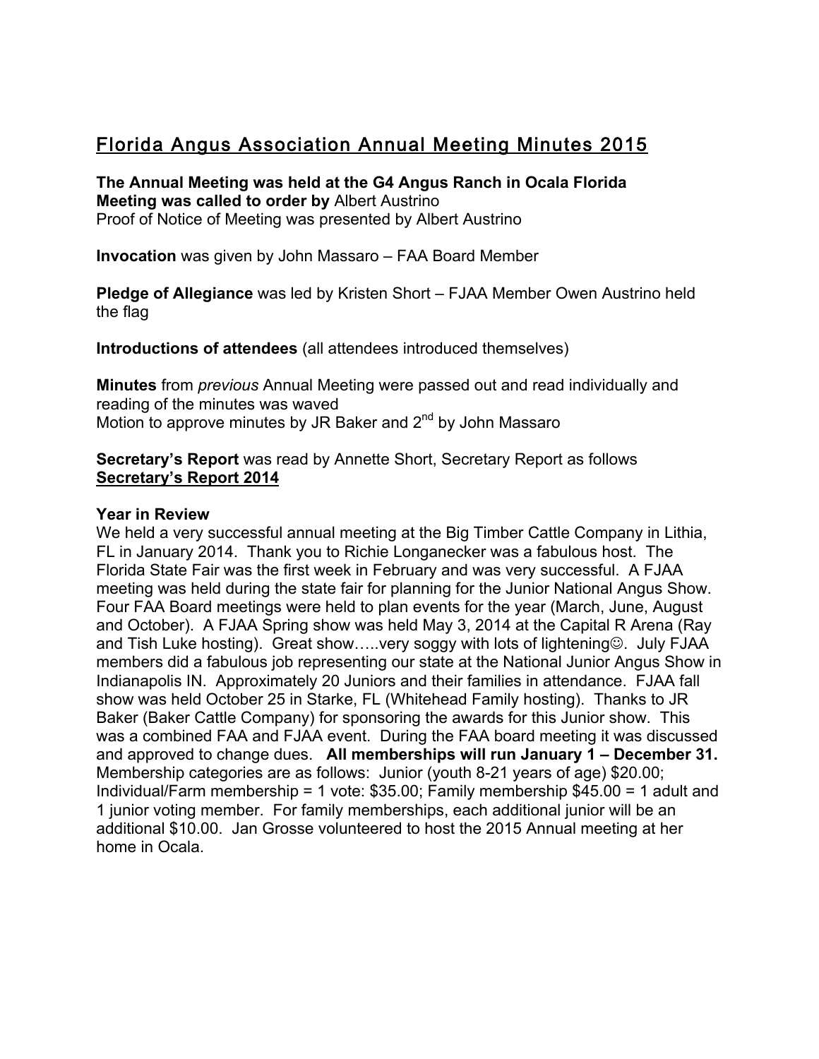# Florida Angus Association Annual Meeting Minutes 2015

**The Annual Meeting was held at the G4 Angus Ranch in Ocala Florida**
**Meeting was called to order by** Albert Austrino
Proof of Notice of Meeting was presented by Albert Austrino

**Invocation** was given by John Massaro – FAA Board Member

**Pledge of Allegiance** was led by Kristen Short – FJAA Member Owen Austrino held the flag

**Introductions of attendees** (all attendees introduced themselves)

**Minutes** from *previous* Annual Meeting were passed out and read individually and reading of the minutes was waved
Motion to approve minutes by JR Baker and 2nd by John Massaro

**Secretary's Report** was read by Annette Short, Secretary Report as follows
**Secretary's Report 2014**

**Year in Review**
We held a very successful annual meeting at the Big Timber Cattle Company in Lithia, FL in January 2014. Thank you to Richie Longanecker was a fabulous host. The Florida State Fair was the first week in February and was very successful. A FJAA meeting was held during the state fair for planning for the Junior National Angus Show. Four FAA Board meetings were held to plan events for the year (March, June, August and October). A FJAA Spring show was held May 3, 2014 at the Capital R Arena (Ray and Tish Luke hosting). Great show…..very soggy with lots of lightening☺. July FJAA members did a fabulous job representing our state at the National Junior Angus Show in Indianapolis IN. Approximately 20 Juniors and their families in attendance. FJAA fall show was held October 25 in Starke, FL (Whitehead Family hosting). Thanks to JR Baker (Baker Cattle Company) for sponsoring the awards for this Junior show. This was a combined FAA and FJAA event. During the FAA board meeting it was discussed and approved to change dues. **All memberships will run January 1 – December 31.** Membership categories are as follows: Junior (youth 8-21 years of age) $20.00; Individual/Farm membership = 1 vote: $35.00; Family membership $45.00 = 1 adult and 1 junior voting member. For family memberships, each additional junior will be an additional $10.00. Jan Grosse volunteered to host the 2015 Annual meeting at her home in Ocala.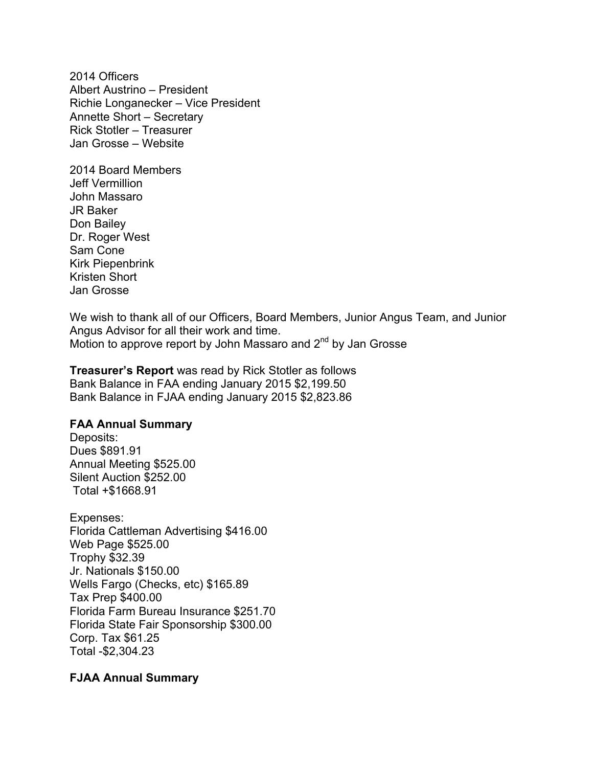2014 Officers
Albert Austrino – President
Richie Longanecker – Vice President
Annette Short – Secretary
Rick Stotler – Treasurer
Jan Grosse – Website

2014 Board Members
Jeff Vermillion
John Massaro
JR Baker
Don Bailey
Dr. Roger West
Sam Cone
Kirk Piepenbrink
Kristen Short
Jan Grosse

We wish to thank all of our Officers, Board Members, Junior Angus Team, and Junior Angus Advisor for all their work and time.
Motion to approve report by John Massaro and 2nd by Jan Grosse

**Treasurer's Report** was read by Rick Stotler as follows
Bank Balance in FAA ending January 2015 $2,199.50
Bank Balance in FJAA ending January 2015 $2,823.86

**FAA Annual Summary**
Deposits:
Dues $891.91
Annual Meeting $525.00
Silent Auction $252.00
Total +$1668.91

Expenses:
Florida Cattleman Advertising $416.00
Web Page $525.00
Trophy $32.39
Jr. Nationals $150.00
Wells Fargo (Checks, etc) $165.89
Tax Prep $400.00
Florida Farm Bureau Insurance $251.70
Florida State Fair Sponsorship $300.00
Corp. Tax $61.25
Total -$2,304.23

**FJAA Annual Summary**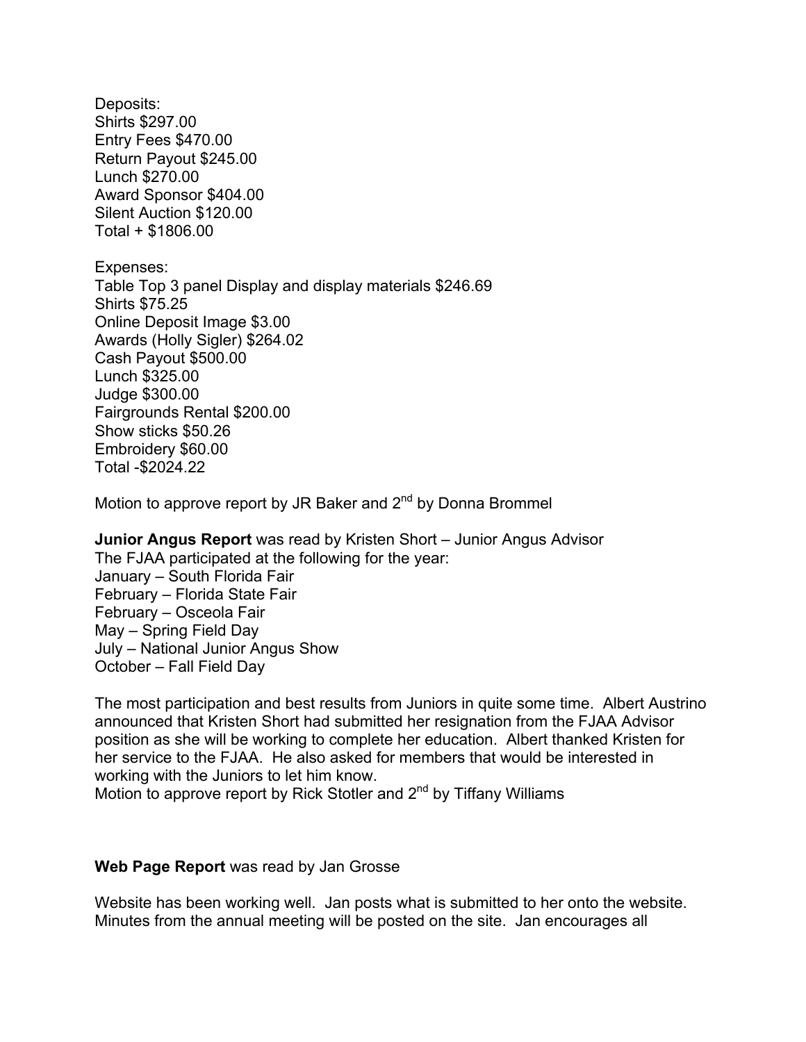Deposits:
Shirts $297.00
Entry Fees $470.00
Return Payout $245.00
Lunch $270.00
Award Sponsor $404.00
Silent Auction $120.00
Total + $1806.00

Expenses:
Table Top 3 panel Display and display materials $246.69
Shirts $75.25
Online Deposit Image $3.00
Awards (Holly Sigler) $264.02
Cash Payout $500.00
Lunch $325.00
Judge $300.00
Fairgrounds Rental $200.00
Show sticks $50.26
Embroidery $60.00
Total -$2024.22

Motion to approve report by JR Baker and 2nd by Donna Brommel

**Junior Angus Report** was read by Kristen Short – Junior Angus Advisor
The FJAA participated at the following for the year:
January – South Florida Fair
February – Florida State Fair
February – Osceola Fair
May – Spring Field Day
July – National Junior Angus Show
October – Fall Field Day

The most participation and best results from Juniors in quite some time. Albert Austrino announced that Kristen Short had submitted her resignation from the FJAA Advisor position as she will be working to complete her education. Albert thanked Kristen for her service to the FJAA. He also asked for members that would be interested in working with the Juniors to let him know.
Motion to approve report by Rick Stotler and 2nd by Tiffany Williams

**Web Page Report** was read by Jan Grosse

Website has been working well. Jan posts what is submitted to her onto the website. Minutes from the annual meeting will be posted on the site. Jan encourages all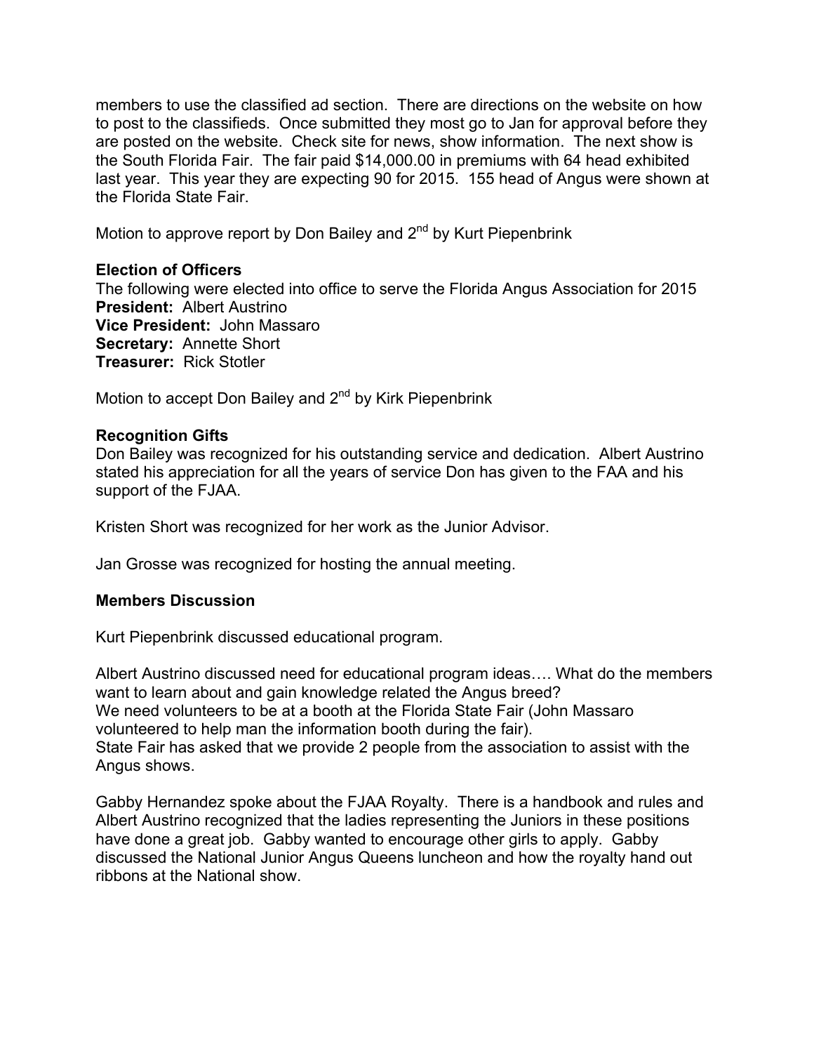members to use the classified ad section. There are directions on the website on how to post to the classifieds. Once submitted they most go to Jan for approval before they are posted on the website. Check site for news, show information. The next show is the South Florida Fair. The fair paid $14,000.00 in premiums with 64 head exhibited last year. This year they are expecting 90 for 2015. 155 head of Angus were shown at the Florida State Fair.

Motion to approve report by Don Bailey and 2nd by Kurt Piepenbrink

**Election of Officers**

The following were elected into office to serve the Florida Angus Association for 2015

**President:** Albert Austrino
**Vice President:** John Massaro
**Secretary:** Annette Short
**Treasurer:** Rick Stotler

Motion to accept Don Bailey and 2nd by Kirk Piepenbrink

**Recognition Gifts**

Don Bailey was recognized for his outstanding service and dedication. Albert Austrino stated his appreciation for all the years of service Don has given to the FAA and his support of the FJAA.

Kristen Short was recognized for her work as the Junior Advisor.

Jan Grosse was recognized for hosting the annual meeting.

**Members Discussion**

Kurt Piepenbrink discussed educational program.

Albert Austrino discussed need for educational program ideas…. What do the members want to learn about and gain knowledge related the Angus breed?
We need volunteers to be at a booth at the Florida State Fair (John Massaro volunteered to help man the information booth during the fair).
State Fair has asked that we provide 2 people from the association to assist with the Angus shows.

Gabby Hernandez spoke about the FJAA Royalty. There is a handbook and rules and Albert Austrino recognized that the ladies representing the Juniors in these positions have done a great job. Gabby wanted to encourage other girls to apply. Gabby discussed the National Junior Angus Queens luncheon and how the royalty hand out ribbons at the National show.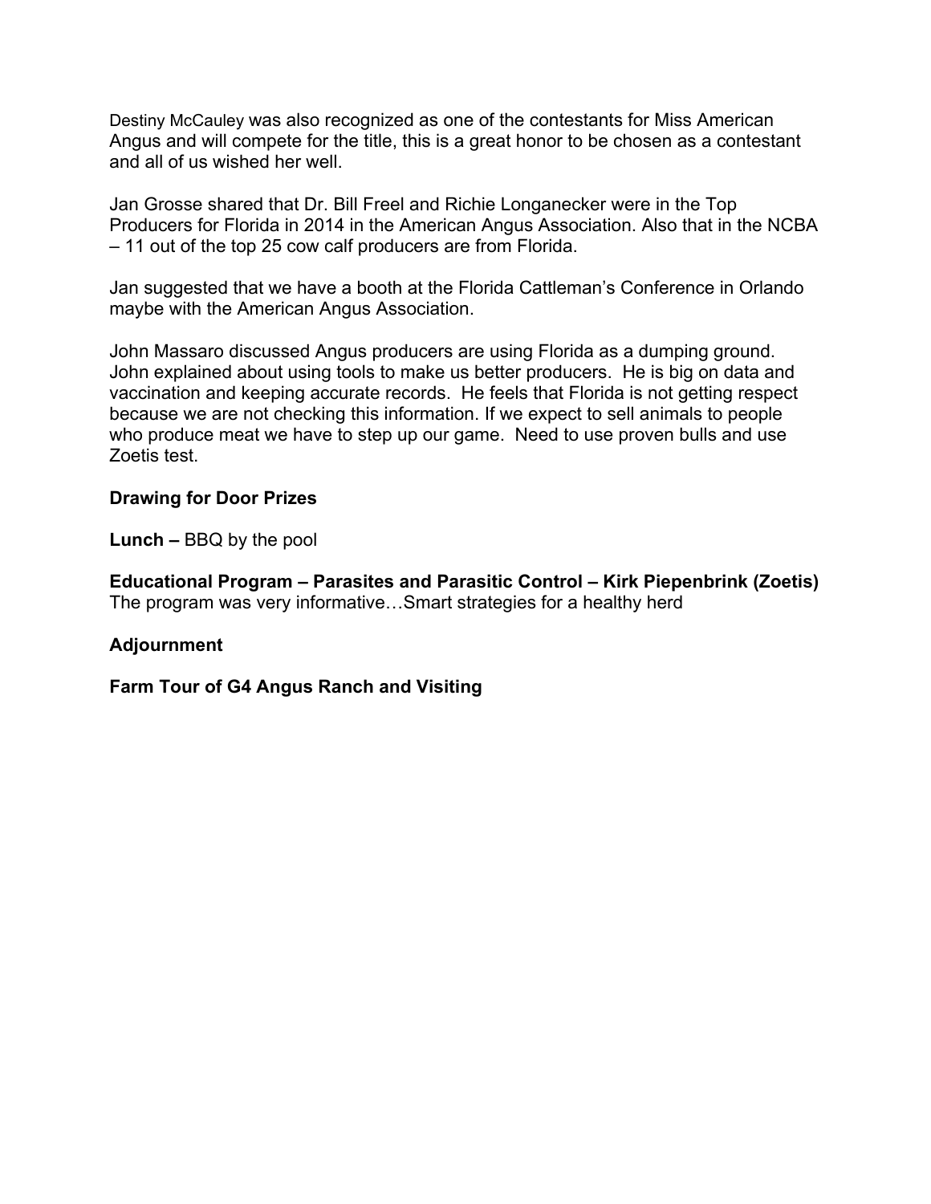Destiny McCauley was also recognized as one of the contestants for Miss American Angus and will compete for the title, this is a great honor to be chosen as a contestant and all of us wished her well.

Jan Grosse shared that Dr. Bill Freel and Richie Longanecker were in the Top Producers for Florida in 2014 in the American Angus Association. Also that in the NCBA – 11 out of the top 25 cow calf producers are from Florida.

Jan suggested that we have a booth at the Florida Cattleman's Conference in Orlando maybe with the American Angus Association.

John Massaro discussed Angus producers are using Florida as a dumping ground. John explained about using tools to make us better producers. He is big on data and vaccination and keeping accurate records. He feels that Florida is not getting respect because we are not checking this information. If we expect to sell animals to people who produce meat we have to step up our game. Need to use proven bulls and use Zoetis test.

**Drawing for Door Prizes**

**Lunch –** BBQ by the pool

**Educational Program – Parasites and Parasitic Control – Kirk Piepenbrink (Zoetis)**
The program was very informative…Smart strategies for a healthy herd

**Adjournment**

**Farm Tour of G4 Angus Ranch and Visiting**